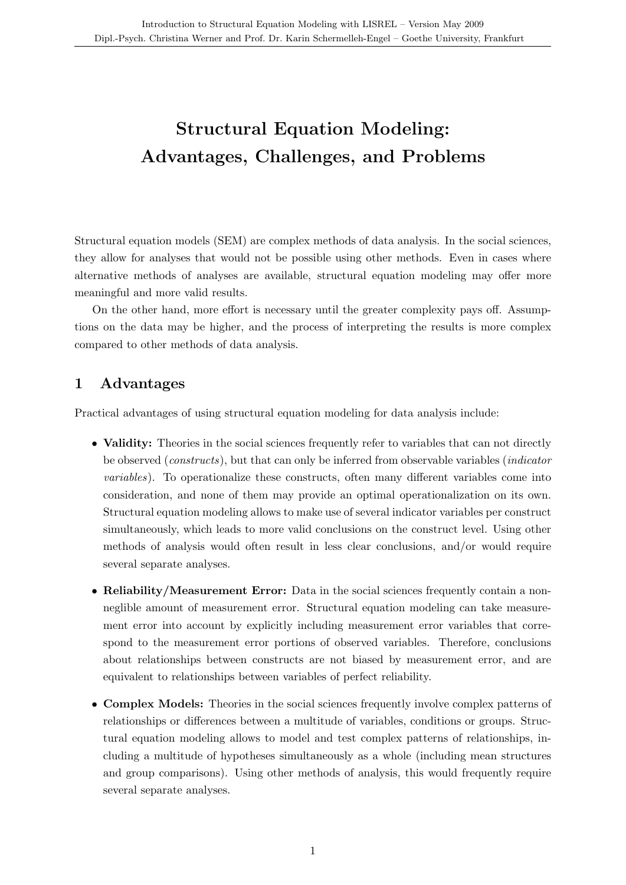# Structural Equation Modeling: Advantages, Challenges, and Problems

Structural equation models (SEM) are complex methods of data analysis. In the social sciences, they allow for analyses that would not be possible using other methods. Even in cases where alternative methods of analyses are available, structural equation modeling may offer more meaningful and more valid results.

On the other hand, more effort is necessary until the greater complexity pays off. Assumptions on the data may be higher, and the process of interpreting the results is more complex compared to other methods of data analysis.

## 1 Advantages

Practical advantages of using structural equation modeling for data analysis include:

- **Validity:** Theories in the social sciences frequently refer to variables that can not directly be observed (*constructs*), but that can only be inferred from observable variables (*indicator variables*). To operationalize these constructs, often many different variables come into consideration, and none of them may provide an optimal operationalization on its own. Structural equation modeling allows to make use of several indicator variables per construct simultaneously, which leads to more valid conclusions on the construct level. Using other methods of analysis would often result in less clear conclusions, and/or would require several separate analyses.

- **Reliability/Measurement Error:** Data in the social sciences frequently contain a non-neglible amount of measurement error. Structural equation modeling can take measurement error into account by explicitly including measurement error variables that correspond to the measurement error portions of observed variables. Therefore, conclusions about relationships between constructs are not biased by measurement error, and are equivalent to relationships between variables of perfect reliability.

- **Complex Models:** Theories in the social sciences frequently involve complex patterns of relationships or differences between a multitude of variables, conditions or groups. Structural equation modeling allows to model and test complex patterns of relationships, including a multitude of hypotheses simultaneously as a whole (including mean structures and group comparisons). Using other methods of analysis, this would frequently require several separate analyses.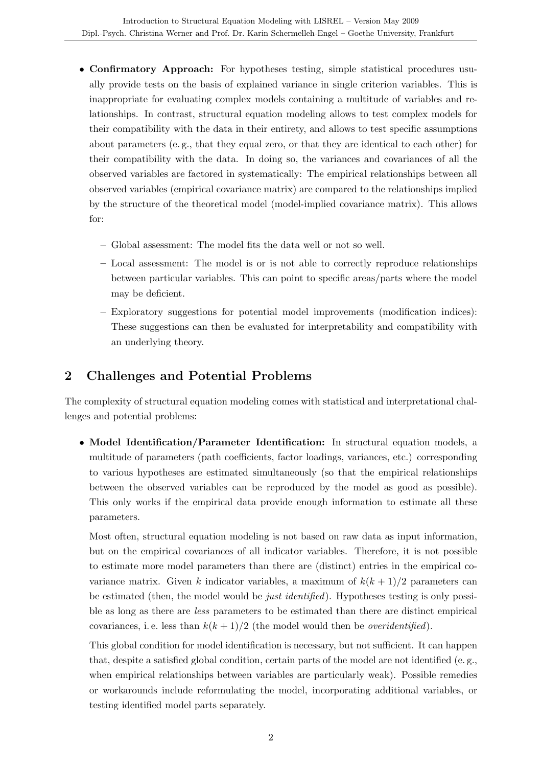- **Confirmatory Approach:** For hypotheses testing, simple statistical procedures usually provide tests on the basis of explained variance in single criterion variables. This is inappropriate for evaluating complex models containing a multitude of variables and relationships. In contrast, structural equation modeling allows to test complex models for their compatibility with the data in their entirety, and allows to test specific assumptions about parameters (e. g., that they equal zero, or that they are identical to each other) for their compatibility with the data. In doing so, the variances and covariances of all the observed variables are factored in systematically: The empirical relationships between all observed variables (empirical covariance matrix) are compared to the relationships implied by the structure of the theoretical model (model-implied covariance matrix). This allows for:
  - Global assessment: The model fits the data well or not so well.
  - Local assessment: The model is or is not able to correctly reproduce relationships between particular variables. This can point to specific areas/parts where the model may be deficient.
  - Exploratory suggestions for potential model improvements (modification indices): These suggestions can then be evaluated for interpretability and compatibility with an underlying theory.

## 2 Challenges and Potential Problems

The complexity of structural equation modeling comes with statistical and interpretational challenges and potential problems:

- **Model Identification/Parameter Identification:** In structural equation models, a multitude of parameters (path coefficients, factor loadings, variances, etc.) corresponding to various hypotheses are estimated simultaneously (so that the empirical relationships between the observed variables can be reproduced by the model as good as possible). This only works if the empirical data provide enough information to estimate all these parameters.

  Most often, structural equation modeling is not based on raw data as input information, but on the empirical covariances of all indicator variables. Therefore, it is not possible to estimate more model parameters than there are (distinct) entries in the empirical covariance matrix. Given $k$ indicator variables, a maximum of $k(k+1)/2$ parameters can be estimated (then, the model would be *just identified*). Hypotheses testing is only possible as long as there are *less* parameters to be estimated than there are distinct empirical covariances, i. e. less than $k(k+1)/2$ (the model would then be *overidentified*).

  This global condition for model identification is necessary, but not sufficient. It can happen that, despite a satisfied global condition, certain parts of the model are not identified (e. g., when empirical relationships between variables are particularly weak). Possible remedies or workarounds include reformulating the model, incorporating additional variables, or testing identified model parts separately.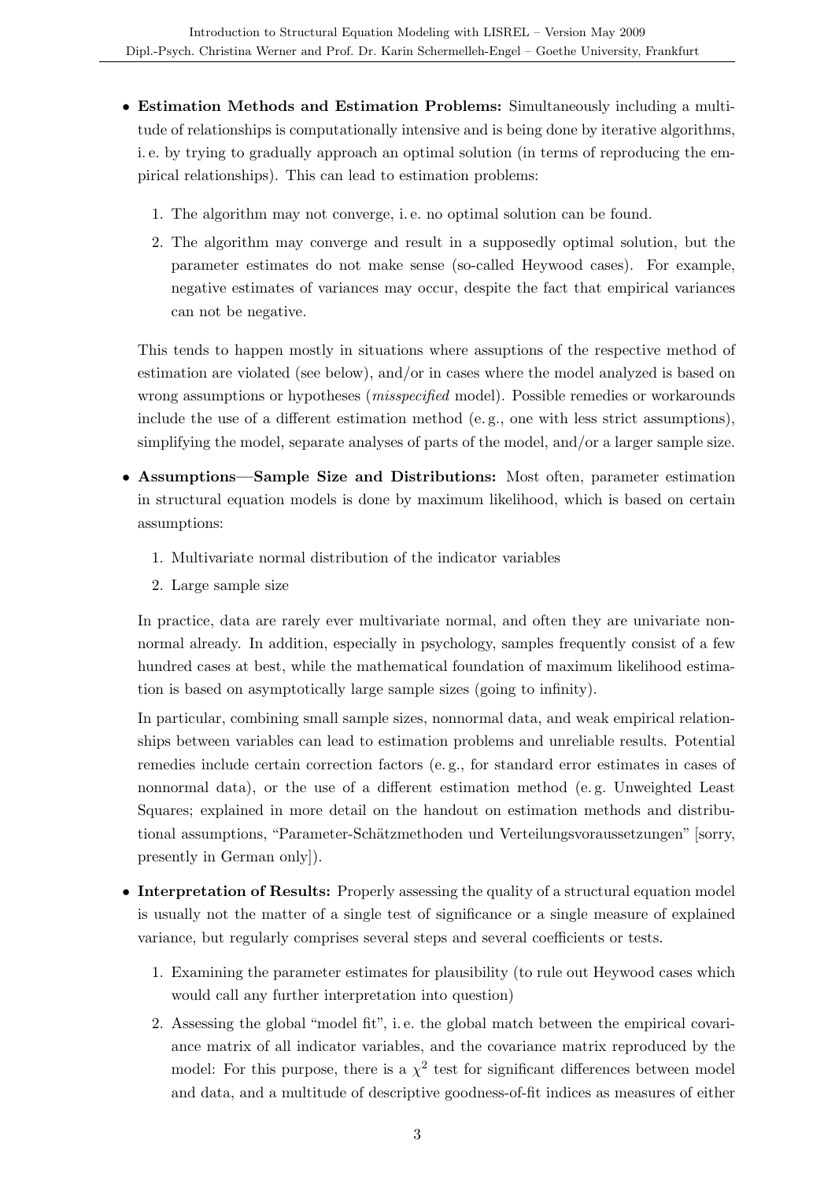- **Estimation Methods and Estimation Problems:** Simultaneously including a multitude of relationships is computationally intensive and is being done by iterative algorithms, i. e. by trying to gradually approach an optimal solution (in terms of reproducing the empirical relationships). This can lead to estimation problems:

  1. The algorithm may not converge, i. e. no optimal solution can be found.
  2. The algorithm may converge and result in a supposedly optimal solution, but the parameter estimates do not make sense (so-called Heywood cases). For example, negative estimates of variances may occur, despite the fact that empirical variances can not be negative.

  This tends to happen mostly in situations where assuptions of the respective method of estimation are violated (see below), and/or in cases where the model analyzed is based on wrong assumptions or hypotheses (*misspecified* model). Possible remedies or workarounds include the use of a different estimation method (e. g., one with less strict assumptions), simplifying the model, separate analyses of parts of the model, and/or a larger sample size.

- **Assumptions—Sample Size and Distributions:** Most often, parameter estimation in structural equation models is done by maximum likelihood, which is based on certain assumptions:

  1. Multivariate normal distribution of the indicator variables
  2. Large sample size

  In practice, data are rarely ever multivariate normal, and often they are univariate nonnormal already. In addition, especially in psychology, samples frequently consist of a few hundred cases at best, while the mathematical foundation of maximum likelihood estimation is based on asymptotically large sample sizes (going to infinity).

  In particular, combining small sample sizes, nonnormal data, and weak empirical relationships between variables can lead to estimation problems and unreliable results. Potential remedies include certain correction factors (e. g., for standard error estimates in cases of nonnormal data), or the use of a different estimation method (e. g. Unweighted Least Squares; explained in more detail on the handout on estimation methods and distributional assumptions, "Parameter-Schätzmethoden und Verteilungsvoraussetzungen" [sorry, presently in German only]).

- **Interpretation of Results:** Properly assessing the quality of a structural equation model is usually not the matter of a single test of significance or a single measure of explained variance, but regularly comprises several steps and several coefficients or tests.

  1. Examining the parameter estimates for plausibility (to rule out Heywood cases which would call any further interpretation into question)
  2. Assessing the global "model fit", i. e. the global match between the empirical covariance matrix of all indicator variables, and the covariance matrix reproduced by the model: For this purpose, there is a $\chi^2$ test for significant differences between model and data, and a multitude of descriptive goodness-of-fit indices as measures of either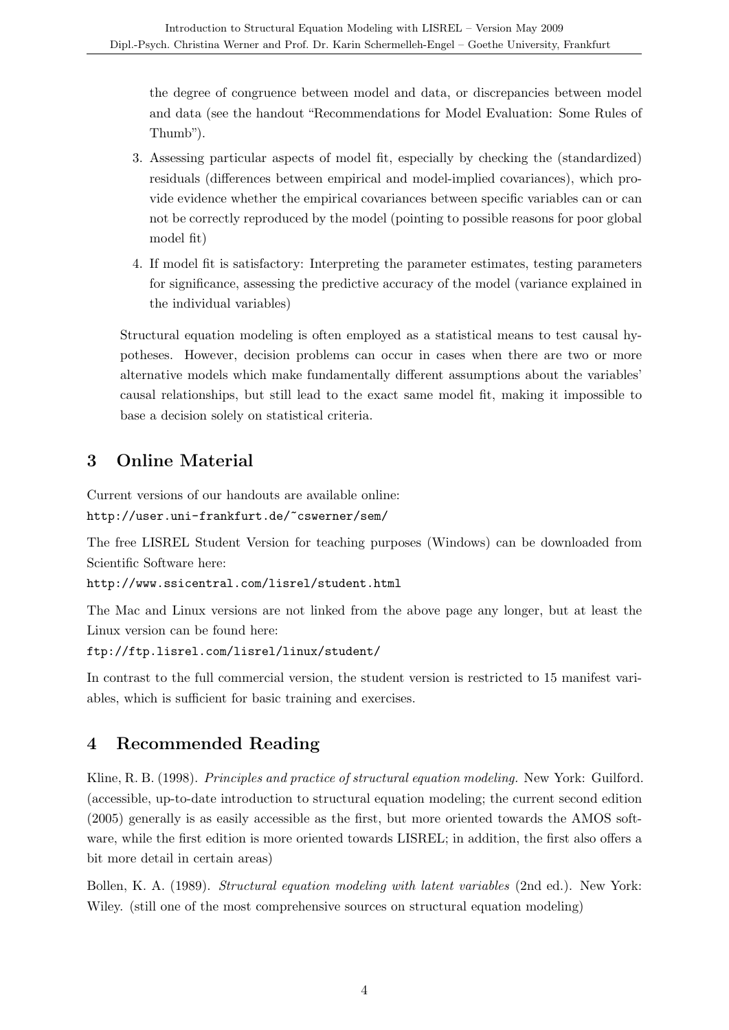the degree of congruence between model and data, or discrepancies between model and data (see the handout "Recommendations for Model Evaluation: Some Rules of Thumb").

3. Assessing particular aspects of model fit, especially by checking the (standardized) residuals (differences between empirical and model-implied covariances), which provide evidence whether the empirical covariances between specific variables can or can not be correctly reproduced by the model (pointing to possible reasons for poor global model fit)
4. If model fit is satisfactory: Interpreting the parameter estimates, testing parameters for significance, assessing the predictive accuracy of the model (variance explained in the individual variables)

Structural equation modeling is often employed as a statistical means to test causal hypotheses. However, decision problems can occur in cases when there are two or more alternative models which make fundamentally different assumptions about the variables' causal relationships, but still lead to the exact same model fit, making it impossible to base a decision solely on statistical criteria.

## 3 Online Material

Current versions of our handouts are available online:
`http://user.uni-frankfurt.de/~cswerner/sem/`

The free LISREL Student Version for teaching purposes (Windows) can be downloaded from Scientific Software here:
`http://www.ssicentral.com/lisrel/student.html`

The Mac and Linux versions are not linked from the above page any longer, but at least the Linux version can be found here:
`ftp://ftp.lisrel.com/lisrel/linux/student/`

In contrast to the full commercial version, the student version is restricted to 15 manifest variables, which is sufficient for basic training and exercises.

## 4 Recommended Reading

Kline, R. B. (1998). *Principles and practice of structural equation modeling.* New York: Guilford. (accessible, up-to-date introduction to structural equation modeling; the current second edition (2005) generally is as easily accessible as the first, but more oriented towards the AMOS software, while the first edition is more oriented towards LISREL; in addition, the first also offers a bit more detail in certain areas)

Bollen, K. A. (1989). *Structural equation modeling with latent variables* (2nd ed.). New York: Wiley. (still one of the most comprehensive sources on structural equation modeling)